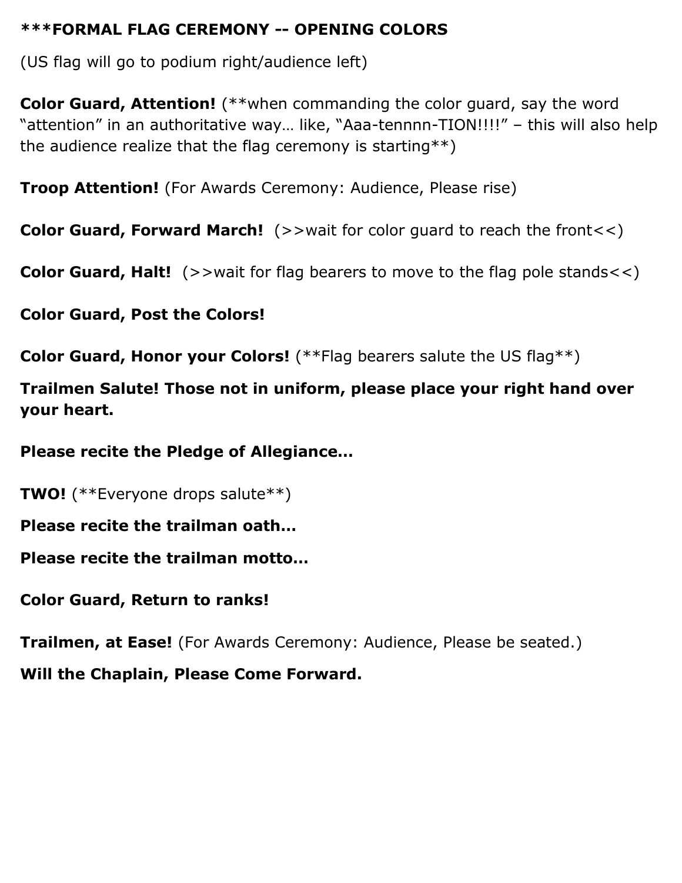**\*\*\*FORMAL FLAG CEREMONY -- OPENING COLORS**

(US flag will go to podium right/audience left)

**Color Guard, Attention!** (**when commanding the color guard, say the word "attention" in an authoritative way… like, "Aaa-tennnn-TION!!!!" – this will also help the audience realize that the flag ceremony is starting**)

**Troop Attention!** (For Awards Ceremony: Audience, Please rise)

**Color Guard, Forward March!** (>>wait for color guard to reach the front<<)

**Color Guard, Halt!** (>>wait for flag bearers to move to the flag pole stands<<)

**Color Guard, Post the Colors!**

**Color Guard, Honor your Colors!** (**Flag bearers salute the US flag**)

**Trailmen Salute! Those not in uniform, please place your right hand over your heart.**

**Please recite the Pledge of Allegiance…**

**TWO!** (**Everyone drops salute**)

**Please recite the trailman oath…**

**Please recite the trailman motto…**

**Color Guard, Return to ranks!**

**Trailmen, at Ease!** (For Awards Ceremony: Audience, Please be seated.)

**Will the Chaplain, Please Come Forward.**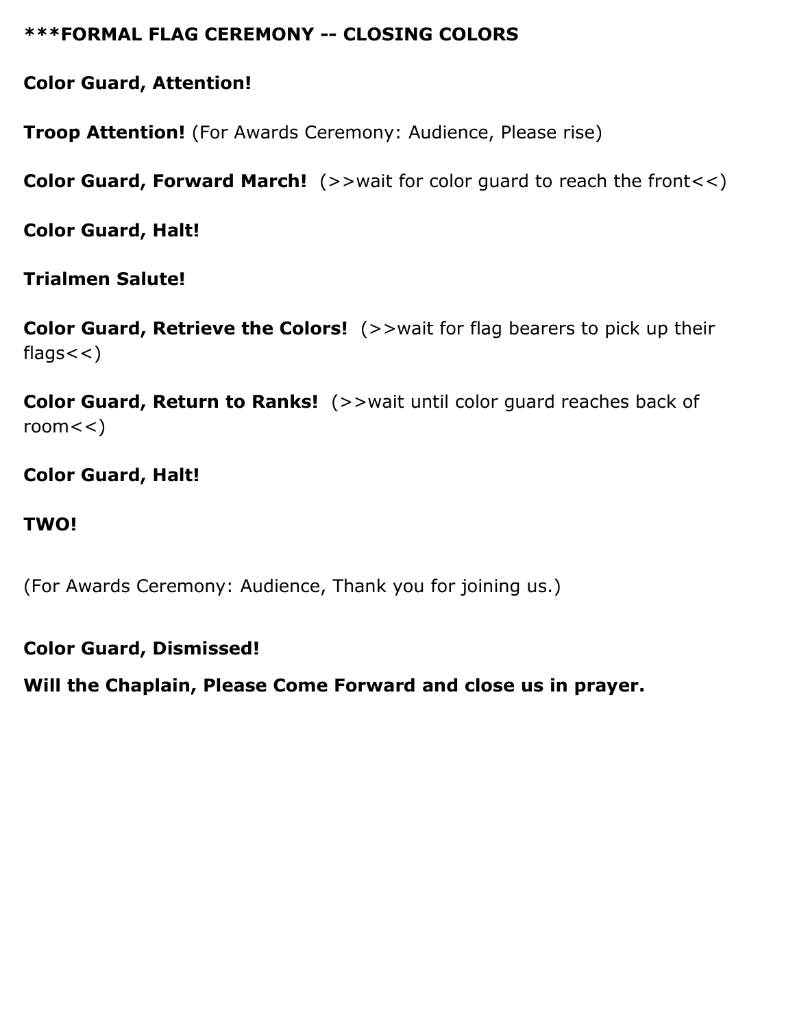**\*\*\*FORMAL FLAG CEREMONY -- CLOSING COLORS**

**Color Guard, Attention!**

**Troop Attention!** (For Awards Ceremony: Audience, Please rise)

**Color Guard, Forward March!** (>>wait for color guard to reach the front<<)

**Color Guard, Halt!**

**Trialmen Salute!**

**Color Guard, Retrieve the Colors!** (>>wait for flag bearers to pick up their flags<<)

**Color Guard, Return to Ranks!** (>>wait until color guard reaches back of room<<)

**Color Guard, Halt!**

**TWO!**

(For Awards Ceremony: Audience, Thank you for joining us.)

**Color Guard, Dismissed!**

**Will the Chaplain, Please Come Forward and close us in prayer.**